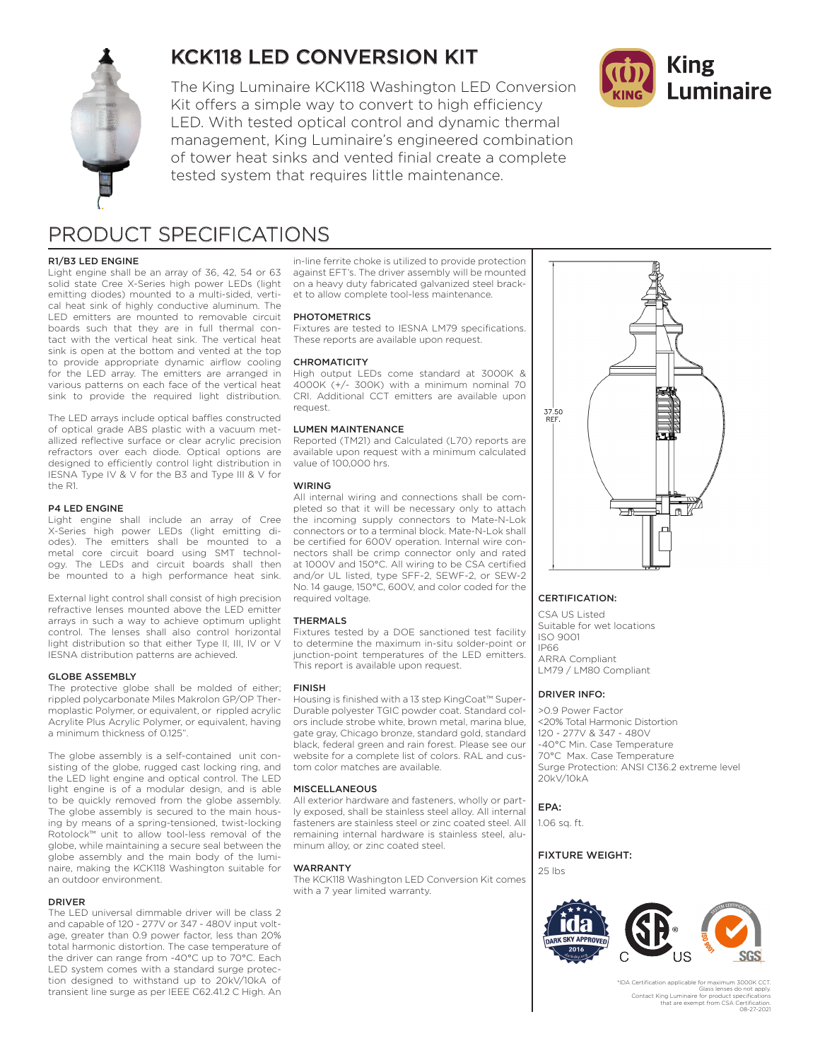# KCK118 LED CONVERSION KIT

The King Luminaire KCK118 Washington LED Conversion Kit offers a simple way to convert to high efficiency LED. With tested optical control and dynamic thermal management, King Luminaire's engineered combination of tower heat sinks and vented finial create a complete tested system that requires little maintenance.

## PRODUCT SPECIFICATIONS

### R1/B3 LED ENGINE

Light engine shall be an array of 36, 42, 54 or 63 solid state Cree X-Series high power LEDs (light emitting diodes) mounted to a multi-sided, vertical heat sink of highly conductive aluminum. The LED emitters are mounted to removable circuit boards such that they are in full thermal contact with the vertical heat sink. The vertical heat sink is open at the bottom and vented at the top to provide appropriate dynamic airflow cooling for the LED array. The emitters are arranged in various patterns on each face of the vertical heat sink to provide the required light distribution.

The LED arrays include optical baffles constructed of optical grade ABS plastic with a vacuum metallized reflective surface or clear acrylic precision refractors over each diode. Optical options are designed to efficiently control light distribution in IESNA Type IV & V for the B3 and Type III & V for the R1.

### P4 LED ENGINE

Light engine shall include an array of Cree X-Series high power LEDs (light emitting diodes). The emitters shall be mounted to a metal core circuit board using SMT technology. The LEDs and circuit boards shall then be mounted to a high performance heat sink.

External light control shall consist of high precision refractive lenses mounted above the LED emitter arrays in such a way to achieve optimum uplight control. The lenses shall also control horizontal light distribution so that either Type II, III, IV or V IESNA distribution patterns are achieved.

### GLOBE ASSEMBLY

The protective globe shall be molded of either; rippled polycarbonate Miles Makrolon GP/OP Thermoplastic Polymer, or equivalent, or rippled acrylic Acrylite Plus Acrylic Polymer, or equivalent, having a minimum thickness of 0.125".

The globe assembly is a self-contained unit consisting of the globe, rugged cast locking ring, and the LED light engine and optical control. The LED light engine is of a modular design, and is able to be quickly removed from the globe assembly. The globe assembly is secured to the main housing by means of a spring-tensioned, twist-locking Rotolock™ unit to allow tool-less removal of the globe, while maintaining a secure seal between the globe assembly and the main body of the luminaire, making the KCK118 Washington suitable for an outdoor environment.

### DRIVER

The LED universal dimmable driver will be class 2 and capable of 120 - 277V or 347 - 480V input voltage, greater than 0.9 power factor, less than 20% total harmonic distortion. The case temperature of the driver can range from -40°C up to 70°C. Each LED system comes with a standard surge protection designed to withstand up to 20kV/10kA of transient line surge as per IEEE C62.41.2 C High. An in-line ferrite choke is utilized to provide protection against EFT's. The driver assembly will be mounted on a heavy duty fabricated galvanized steel bracket to allow complete tool-less maintenance.

### PHOTOMETRICS

Fixtures are tested to IESNA LM79 specifications. These reports are available upon request.

### CHROMATICITY

High output LEDs come standard at 3000K & 4000K (+/- 300K) with a minimum nominal 70 CRI. Additional CCT emitters are available upon request.

### LUMEN MAINTENANCE

Reported (TM21) and Calculated (L70) reports are available upon request with a minimum calculated value of 100,000 hrs.

### WIRING

All internal wiring and connections shall be completed so that it will be necessary only to attach the incoming supply connectors to Mate-N-Lok connectors or to a terminal block. Mate-N-Lok shall be certified for 600V operation. Internal wire connectors shall be crimp connector only and rated at 1000V and 150°C. All wiring to be CSA certified and/or UL listed, type SFF-2, SEWF-2, or SEW-2 No. 14 gauge, 150°C, 600V, and color coded for the required voltage.

### THERMALS

Fixtures tested by a DOE sanctioned test facility to determine the maximum in-situ solder-point or junction-point temperatures of the LED emitters. This report is available upon request.

### FINISH

Housing is finished with a 13 step KingCoat™ Super-Durable polyester TGIC powder coat. Standard colors include strobe white, brown metal, marina blue, gate gray, Chicago bronze, standard gold, standard black, federal green and rain forest. Please see our website for a complete list of colors. RAL and custom color matches are available.

### MISCELLANEOUS

All exterior hardware and fasteners, wholly or partly exposed, shall be stainless steel alloy. All internal fasteners are stainless steel or zinc coated steel. All remaining internal hardware is stainless steel, aluminum alloy, or zinc coated steel.

### WARRANTY

The KCK118 Washington LED Conversion Kit comes with a 7 year limited warranty.

37.50 REF.

### CERTIFICATION:

CSA US Listed
Suitable for wet locations
ISO 9001
IP66
ARRA Compliant
LM79 / LM80 Compliant

### DRIVER INFO:

>0.9 Power Factor
<20% Total Harmonic Distortion
120 - 277V & 347 - 480V
-40°C Min. Case Temperature
70°C Max. Case Temperature
Surge Protection: ANSI C136.2 extreme level 20kV/10kA

### EPA:

1.06 sq. ft.

### FIXTURE WEIGHT:

25 lbs

*IDA Certification applicable for maximum 3000K CCT. Glass lenses do not apply. Contact King Luminaire for product specifications that are exempt from CSA Certification.
08-27-2021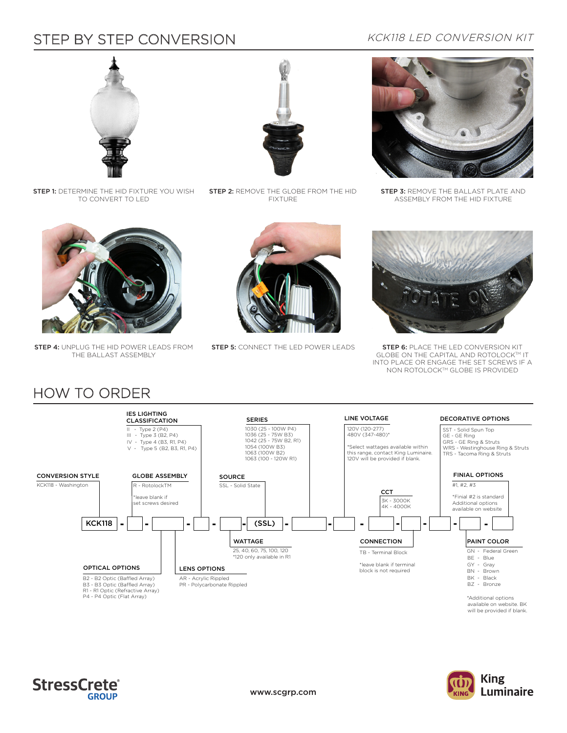# STEP BY STEP CONVERSION

*KCK118 LED CONVERSION KIT*

**STEP 1:** DETERMINE THE HID FIXTURE YOU WISH TO CONVERT TO LED

**STEP 2:** REMOVE THE GLOBE FROM THE HID FIXTURE

**STEP 3:** REMOVE THE BALLAST PLATE AND ASSEMBLY FROM THE HID FIXTURE

**STEP 4:** UNPLUG THE HID POWER LEADS FROM THE BALLAST ASSEMBLY

**STEP 5:** CONNECT THE LED POWER LEADS

**STEP 6:** PLACE THE LED CONVERSION KIT GLOBE ON THE CAPITAL AND ROTOLOCK™ IT INTO PLACE OR ENGAGE THE SET SCREWS IF A NON ROTOLOCK™ GLOBE IS PROVIDED

# HOW TO ORDER

KCK118 - [ ] - [ ] - [ ] - [ ] - (SSL) - [ ] - [ ] - [ ] - [ ] - [ ] - [ ] - [ ]

**CONVERSION STYLE**
- KCK118 - Washington

**GLOBE ASSEMBLY**
- R - Rotolock™
- *leave blank if set screws desired

**OPTICAL OPTIONS**
- B2 - B2 Optic (Baffled Array)
- B3 - B3 Optic (Baffled Array)
- R1 - R1 Optic (Refractive Array)
- P4 - P4 Optic (Flat Array)

**IES LIGHTING CLASSIFICATION**
- II - Type 2 (P4)
- III - Type 3 (B2, P4)
- IV - Type 4 (B3, R1, P4)
- V - Type 5 (B2, B3, R1, P4)

**LENS OPTIONS**
- AR - Acrylic Rippled
- PR - Polycarbonate Rippled

**SOURCE**
- SSL - Solid State

**WATTAGE**
- 25, 40, 60, 75, 100, 120
- *120 only available in R1

**SERIES**
- 1030 (25 - 100W P4)
- 1036 (25 - 75W B3)
- 1042 (25 - 75W B2, R1)
- 1054 (100W B3)
- 1063 (100W B2)
- 1063 (100 - 120W R1)

**LINE VOLTAGE**
- 120V (120-277)
- 480V (347-480)*
- *Select wattages available within this range, contact King Luminaire. 120V will be provided if blank.

**CCT**
- 3K - 3000K
- 4K - 4000K

**CONNECTION**
- TB - Terminal Block
- *leave blank if terminal block is not required

**DECORATIVE OPTIONS**
- SST - Solid Spun Top
- GE - GE Ring
- GRS - GE Ring & Struts
- WRS - Westinghouse Ring & Struts
- TRS - Tacoma Ring & Struts

**FINIAL OPTIONS**
- #1, #2, #3
- *Finial #2 is standard. Additional options available on website

**PAINT COLOR**
- GN - Federal Green
- BE - Blue
- GY - Gray
- BN - Brown
- BK - Black
- BZ - Bronze
- *Additional options available on website. BK will be provided if blank.

StressCrete GROUP

www.scgrp.com

King Luminaire